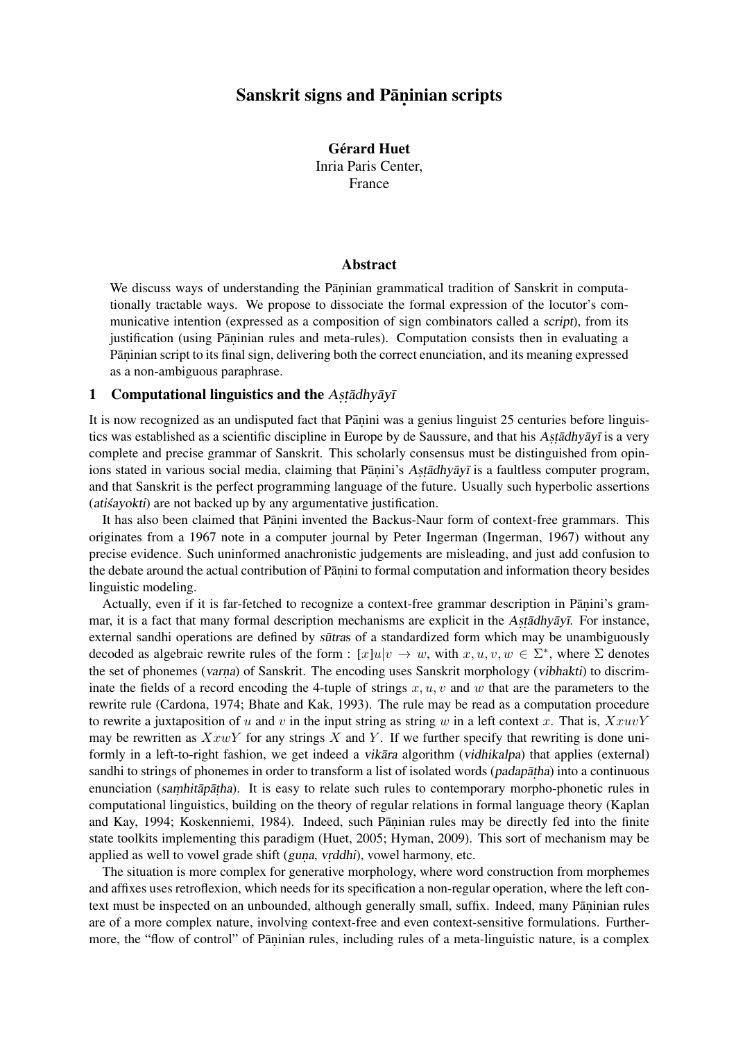# Sanskrit signs and Pāṇinian scripts

**Gérard Huet**
Inria Paris Center,
France

## Abstract

We discuss ways of understanding the Pāṇinian grammatical tradition of Sanskrit in computationally tractable ways. We propose to dissociate the formal expression of the locutor's communicative intention (expressed as a composition of sign combinators called a *script*), from its justification (using Pāṇinian rules and meta-rules). Computation consists then in evaluating a Pāṇinian script to its final sign, delivering both the correct enunciation, and its meaning expressed as a non-ambiguous paraphrase.

## 1 Computational linguistics and the *Aṣṭādhyāyī*

It is now recognized as an undisputed fact that Pāṇini was a genius linguist 25 centuries before linguistics was established as a scientific discipline in Europe by de Saussure, and that his *Aṣṭādhyāyī* is a very complete and precise grammar of Sanskrit. This scholarly consensus must be distinguished from opinions stated in various social media, claiming that Pāṇini's *Aṣṭādhyāyī* is a faultless computer program, and that Sanskrit is the perfect programming language of the future. Usually such hyperbolic assertions (*atiśayokti*) are not backed up by any argumentative justification.

It has also been claimed that Pāṇini invented the Backus-Naur form of context-free grammars. This originates from a 1967 note in a computer journal by Peter Ingerman (Ingerman, 1967) without any precise evidence. Such uninformed anachronistic judgements are misleading, and just add confusion to the debate around the actual contribution of Pāṇini to formal computation and information theory besides linguistic modeling.

Actually, even if it is far-fetched to recognize a context-free grammar description in Pāṇini's grammar, it is a fact that many formal description mechanisms are explicit in the *Aṣṭādhyāyī*. For instance, external sandhi operations are defined by *sūtras* of a standardized form which may be unambiguously decoded as algebraic rewrite rules of the form : $[x]u|v \rightarrow w$, with $x, u, v, w \in \Sigma^*$, where $\Sigma$ denotes the set of phonemes (*varṇa*) of Sanskrit. The encoding uses Sanskrit morphology (*vibhakti*) to discriminate the fields of a record encoding the 4-tuple of strings $x, u, v$ and $w$ that are the parameters to the rewrite rule (Cardona, 1974; Bhate and Kak, 1993). The rule may be read as a computation procedure to rewrite a juxtaposition of $u$ and $v$ in the input string as string $w$ in a left context $x$. That is, $XxuvY$ may be rewritten as $XxwY$ for any strings $X$ and $Y$. If we further specify that rewriting is done uniformly in a left-to-right fashion, we get indeed a *vikāra* algorithm (*vidhikalpa*) that applies (external) sandhi to strings of phonemes in order to transform a list of isolated words (*padapāṭha*) into a continuous enunciation (*saṃhitāpāṭha*). It is easy to relate such rules to contemporary morpho-phonetic rules in computational linguistics, building on the theory of regular relations in formal language theory (Kaplan and Kay, 1994; Koskenniemi, 1984). Indeed, such Pāṇinian rules may be directly fed into the finite state toolkits implementing this paradigm (Huet, 2005; Hyman, 2009). This sort of mechanism may be applied as well to vowel grade shift (*guṇa*, *vṛddhi*), vowel harmony, etc.

The situation is more complex for generative morphology, where word construction from morphemes and affixes uses retroflexion, which needs for its specification a non-regular operation, where the left context must be inspected on an unbounded, although generally small, suffix. Indeed, many Pāṇinian rules are of a more complex nature, involving context-free and even context-sensitive formulations. Furthermore, the "flow of control" of Pāṇinian rules, including rules of a meta-linguistic nature, is a complex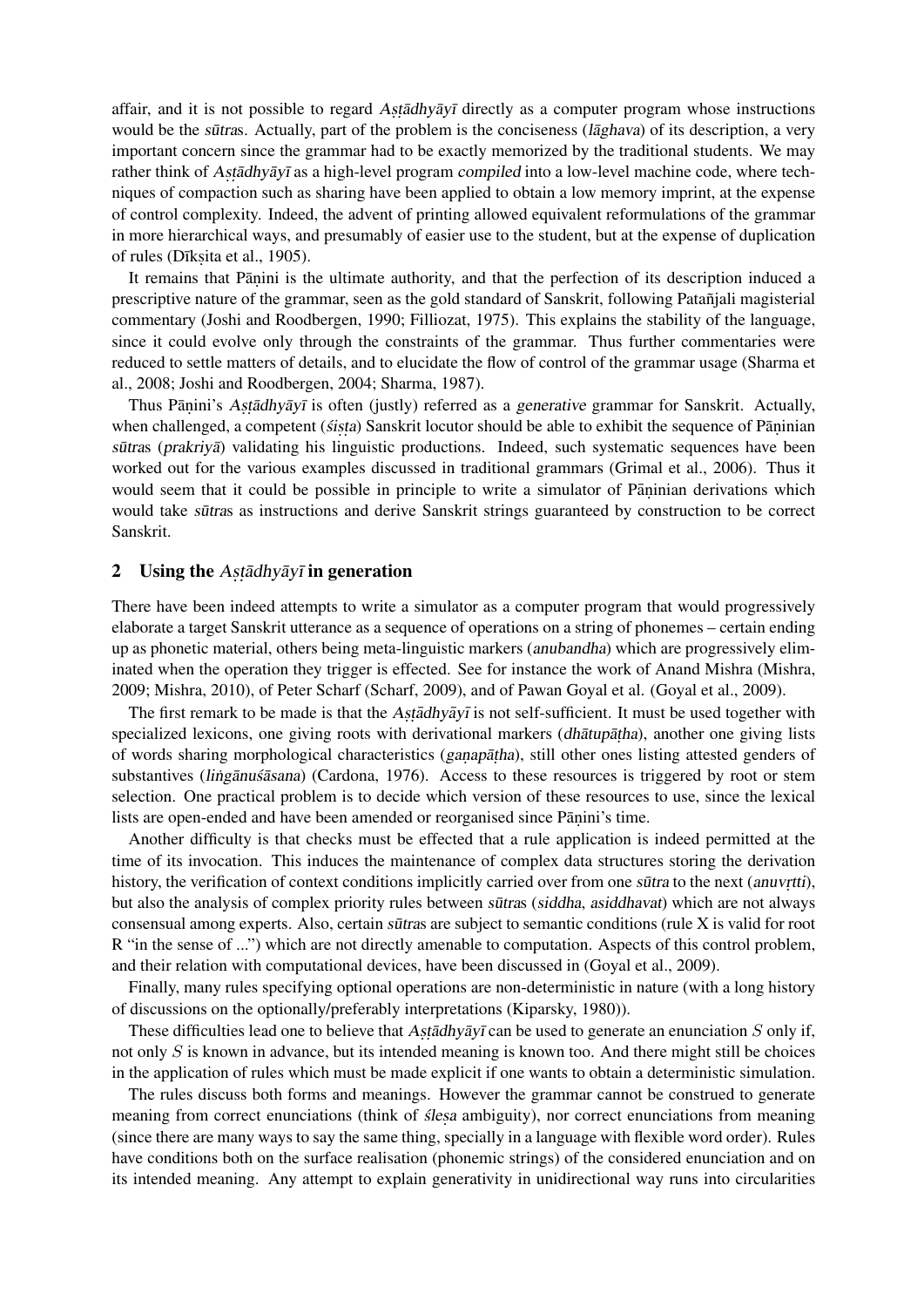affair, and it is not possible to regard *Aṣṭādhyāyī* directly as a computer program whose instructions would be the *sūtra*s. Actually, part of the problem is the conciseness (*lāghava*) of its description, a very important concern since the grammar had to be exactly memorized by the traditional students. We may rather think of *Aṣṭādhyāyī* as a high-level program *compiled* into a low-level machine code, where techniques of compaction such as sharing have been applied to obtain a low memory imprint, at the expense of control complexity. Indeed, the advent of printing allowed equivalent reformulations of the grammar in more hierarchical ways, and presumably of easier use to the student, but at the expense of duplication of rules (Dīkṣita et al., 1905).

It remains that Pāṇini is the ultimate authority, and that the perfection of its description induced a prescriptive nature of the grammar, seen as the gold standard of Sanskrit, following Patañjali magisterial commentary (Joshi and Roodbergen, 1990; Filliozat, 1975). This explains the stability of the language, since it could evolve only through the constraints of the grammar. Thus further commentaries were reduced to settle matters of details, and to elucidate the flow of control of the grammar usage (Sharma et al., 2008; Joshi and Roodbergen, 2004; Sharma, 1987).

Thus Pāṇini's *Aṣṭādhyāyī* is often (justly) referred as a *generative* grammar for Sanskrit. Actually, when challenged, a competent (*śiṣṭa*) Sanskrit locutor should be able to exhibit the sequence of Pāṇinian *sūtra*s (*prakriyā*) validating his linguistic productions. Indeed, such systematic sequences have been worked out for the various examples discussed in traditional grammars (Grimal et al., 2006). Thus it would seem that it could be possible in principle to write a simulator of Pāṇinian derivations which would take *sūtra*s as instructions and derive Sanskrit strings guaranteed by construction to be correct Sanskrit.

## 2 Using the *Aṣṭādhyāyī* in generation

There have been indeed attempts to write a simulator as a computer program that would progressively elaborate a target Sanskrit utterance as a sequence of operations on a string of phonemes – certain ending up as phonetic material, others being meta-linguistic markers (*anubandha*) which are progressively eliminated when the operation they trigger is effected. See for instance the work of Anand Mishra (Mishra, 2009; Mishra, 2010), of Peter Scharf (Scharf, 2009), and of Pawan Goyal et al. (Goyal et al., 2009).

The first remark to be made is that the *Aṣṭādhyāyī* is not self-sufficient. It must be used together with specialized lexicons, one giving roots with derivational markers (*dhātupāṭha*), another one giving lists of words sharing morphological characteristics (*gaṇapāṭha*), still other ones listing attested genders of substantives (*liṅgānuśāsana*) (Cardona, 1976). Access to these resources is triggered by root or stem selection. One practical problem is to decide which version of these resources to use, since the lexical lists are open-ended and have been amended or reorganised since Pāṇini's time.

Another difficulty is that checks must be effected that a rule application is indeed permitted at the time of its invocation. This induces the maintenance of complex data structures storing the derivation history, the verification of context conditions implicitly carried over from one *sūtra* to the next (*anuvṛtti*), but also the analysis of complex priority rules between *sūtra*s (*siddha*, *asiddhavat*) which are not always consensual among experts. Also, certain *sūtra*s are subject to semantic conditions (rule X is valid for root R "in the sense of ...") which are not directly amenable to computation. Aspects of this control problem, and their relation with computational devices, have been discussed in (Goyal et al., 2009).

Finally, many rules specifying optional operations are non-deterministic in nature (with a long history of discussions on the optionally/preferably interpretations (Kiparsky, 1980)).

These difficulties lead one to believe that *Aṣṭādhyāyī* can be used to generate an enunciation $S$ only if, not only $S$ is known in advance, but its intended meaning is known too. And there might still be choices in the application of rules which must be made explicit if one wants to obtain a deterministic simulation.

The rules discuss both forms and meanings. However the grammar cannot be construed to generate meaning from correct enunciations (think of *śleṣa* ambiguity), nor correct enunciations from meaning (since there are many ways to say the same thing, specially in a language with flexible word order). Rules have conditions both on the surface realisation (phonemic strings) of the considered enunciation and on its intended meaning. Any attempt to explain generativity in unidirectional way runs into circularities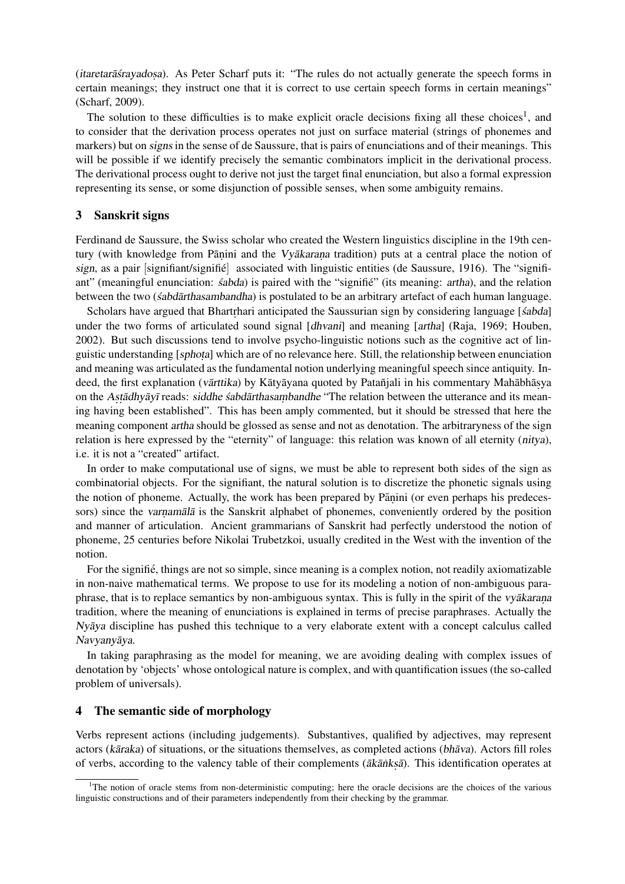(*itaretarāśrayadoṣa*). As Peter Scharf puts it: "The rules do not actually generate the speech forms in certain meanings; they instruct one that it is correct to use certain speech forms in certain meanings" (Scharf, 2009).

The solution to these difficulties is to make explicit oracle decisions fixing all these choices[1], and to consider that the derivation process operates not just on surface material (strings of phonemes and markers) but on *signs* in the sense of de Saussure, that is pairs of enunciations and of their meanings. This will be possible if we identify precisely the semantic combinators implicit in the derivational process. The derivational process ought to derive not just the target final enunciation, but also a formal expression representing its sense, or some disjunction of possible senses, when some ambiguity remains.

## 3 Sanskrit signs

Ferdinand de Saussure, the Swiss scholar who created the Western linguistics discipline in the 19th century (with knowledge from Pāṇini and the *Vyākaraṇa* tradition) puts at a central place the notion of *sign*, as a pair [signifiant/signifié] associated with linguistic entities (de Saussure, 1916). The "signifiant" (meaningful enunciation: *śabda*) is paired with the "signifié" (its meaning: *artha*), and the relation between the two (*śabdārthasambandha*) is postulated to be an arbitrary artefact of each human language.

Scholars have argued that Bhartṛhari anticipated the Saussurian sign by considering language [*śabda*] under the two forms of articulated sound signal [*dhvani*] and meaning [*artha*] (Raja, 1969; Houben, 2002). But such discussions tend to involve psycho-linguistic notions such as the cognitive act of linguistic understanding [*sphoṭa*] which are of no relevance here. Still, the relationship between enunciation and meaning was articulated as the fundamental notion underlying meaningful speech since antiquity. Indeed, the first explanation (*vārttika*) by Kātyāyana quoted by Patañjali in his commentary Mahābhāṣya on the *Aṣṭādhyāyī* reads: *siddhe śabdārthasaṃbandhe* "The relation between the utterance and its meaning having been established". This has been amply commented, but it should be stressed that here the meaning component *artha* should be glossed as sense and not as denotation. The arbitraryness of the sign relation is here expressed by the "eternity" of language: this relation was known of all eternity (*nitya*), i.e. it is not a "created" artifact.

In order to make computational use of signs, we must be able to represent both sides of the sign as combinatorial objects. For the signifiant, the natural solution is to discretize the phonetic signals using the notion of phoneme. Actually, the work has been prepared by Pāṇini (or even perhaps his predecessors) since the *varṇamālā* is the Sanskrit alphabet of phonemes, conveniently ordered by the position and manner of articulation. Ancient grammarians of Sanskrit had perfectly understood the notion of phoneme, 25 centuries before Nikolai Trubetzkoi, usually credited in the West with the invention of the notion.

For the signifié, things are not so simple, since meaning is a complex notion, not readily axiomatizable in non-naive mathematical terms. We propose to use for its modeling a notion of non-ambiguous paraphrase, that is to replace semantics by non-ambiguous syntax. This is fully in the spirit of the *vyākaraṇa* tradition, where the meaning of enunciations is explained in terms of precise paraphrases. Actually the *Nyāya* discipline has pushed this technique to a very elaborate extent with a concept calculus called *Navyanyāya*.

In taking paraphrasing as the model for meaning, we are avoiding dealing with complex issues of denotation by 'objects' whose ontological nature is complex, and with quantification issues (the so-called problem of universals).

## 4 The semantic side of morphology

Verbs represent actions (including judgements). Substantives, qualified by adjectives, may represent actors (*kāraka*) of situations, or the situations themselves, as completed actions (*bhāva*). Actors fill roles of verbs, according to the valency table of their complements (*ākāṅkṣā*). This identification operates at

[1] The notion of oracle stems from non-deterministic computing; here the oracle decisions are the choices of the various linguistic constructions and of their parameters independently from their checking by the grammar.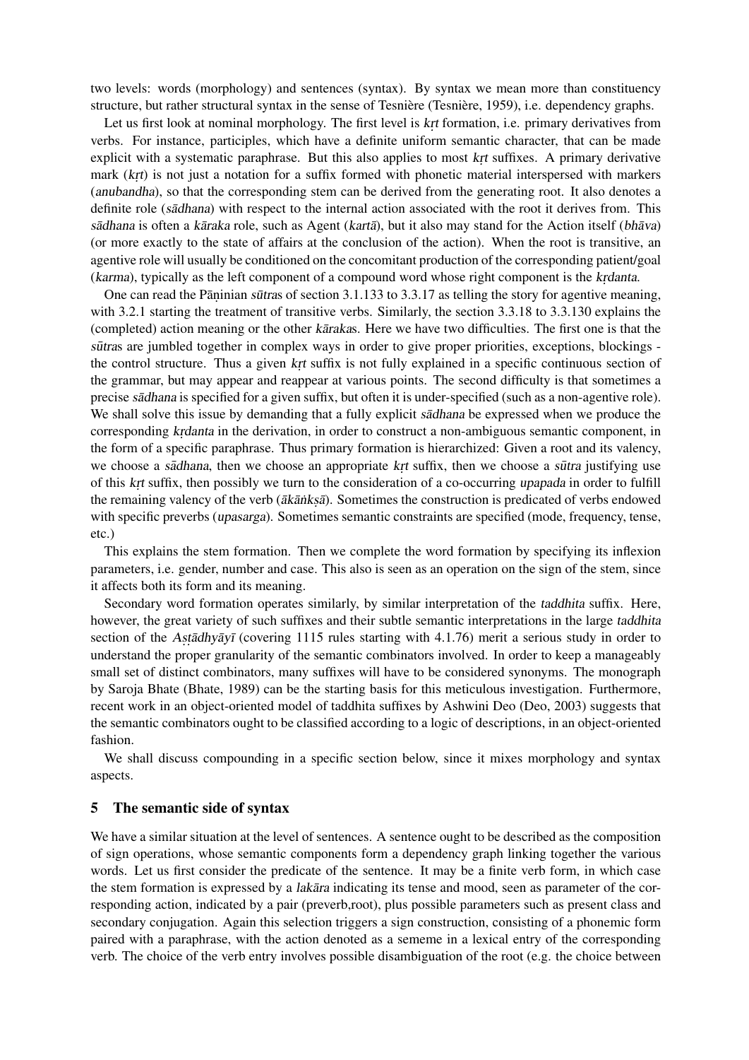two levels: words (morphology) and sentences (syntax). By syntax we mean more than constituency structure, but rather structural syntax in the sense of Tesnière (Tesnière, 1959), i.e. dependency graphs.

Let us first look at nominal morphology. The first level is *kṛt* formation, i.e. primary derivatives from verbs. For instance, participles, which have a definite uniform semantic character, that can be made explicit with a systematic paraphrase. But this also applies to most *kṛt* suffixes. A primary derivative mark (*kṛt*) is not just a notation for a suffix formed with phonetic material interspersed with markers (*anubandha*), so that the corresponding stem can be derived from the generating root. It also denotes a definite role (*sādhana*) with respect to the internal action associated with the root it derives from. This *sādhana* is often a *kāraka* role, such as Agent (*kartā*), but it also may stand for the Action itself (*bhāva*) (or more exactly to the state of affairs at the conclusion of the action). When the root is transitive, an agentive role will usually be conditioned on the concomitant production of the corresponding patient/goal (*karma*), typically as the left component of a compound word whose right component is the *kṛdanta*.

One can read the Pāṇinian *sūtra*s of section 3.1.133 to 3.3.17 as telling the story for agentive meaning, with 3.2.1 starting the treatment of transitive verbs. Similarly, the section 3.3.18 to 3.3.130 explains the (completed) action meaning or the other *kāraka*s. Here we have two difficulties. The first one is that the *sūtra*s are jumbled together in complex ways in order to give proper priorities, exceptions, blockings - the control structure. Thus a given *kṛt* suffix is not fully explained in a specific continuous section of the grammar, but may appear and reappear at various points. The second difficulty is that sometimes a precise *sādhana* is specified for a given suffix, but often it is under-specified (such as a non-agentive role). We shall solve this issue by demanding that a fully explicit *sādhana* be expressed when we produce the corresponding *kṛdanta* in the derivation, in order to construct a non-ambiguous semantic component, in the form of a specific paraphrase. Thus primary formation is hierarchized: Given a root and its valency, we choose a *sādhana*, then we choose an appropriate *kṛt* suffix, then we choose a *sūtra* justifying use of this *kṛt* suffix, then possibly we turn to the consideration of a co-occurring *upapada* in order to fulfill the remaining valency of the verb (*ākāṅkṣā*). Sometimes the construction is predicated of verbs endowed with specific preverbs (*upasarga*). Sometimes semantic constraints are specified (mode, frequency, tense, etc.)

This explains the stem formation. Then we complete the word formation by specifying its inflexion parameters, i.e. gender, number and case. This also is seen as an operation on the sign of the stem, since it affects both its form and its meaning.

Secondary word formation operates similarly, by similar interpretation of the *taddhita* suffix. Here, however, the great variety of such suffixes and their subtle semantic interpretations in the large *taddhita* section of the *Aṣṭādhyāyī* (covering 1115 rules starting with 4.1.76) merit a serious study in order to understand the proper granularity of the semantic combinators involved. In order to keep a manageably small set of distinct combinators, many suffixes will have to be considered synonyms. The monograph by Saroja Bhate (Bhate, 1989) can be the starting basis for this meticulous investigation. Furthermore, recent work in an object-oriented model of taddhita suffixes by Ashwini Deo (Deo, 2003) suggests that the semantic combinators ought to be classified according to a logic of descriptions, in an object-oriented fashion.

We shall discuss compounding in a specific section below, since it mixes morphology and syntax aspects.

## 5 The semantic side of syntax

We have a similar situation at the level of sentences. A sentence ought to be described as the composition of sign operations, whose semantic components form a dependency graph linking together the various words. Let us first consider the predicate of the sentence. It may be a finite verb form, in which case the stem formation is expressed by a *lakāra* indicating its tense and mood, seen as parameter of the corresponding action, indicated by a pair (preverb,root), plus possible parameters such as present class and secondary conjugation. Again this selection triggers a sign construction, consisting of a phonemic form paired with a paraphrase, with the action denoted as a sememe in a lexical entry of the corresponding verb. The choice of the verb entry involves possible disambiguation of the root (e.g. the choice between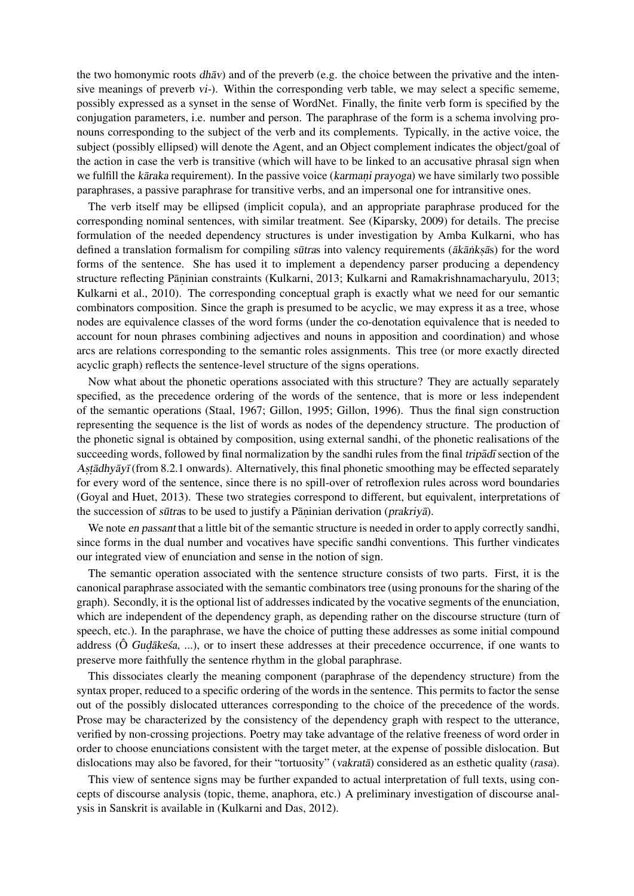the two homonymic roots *dhāv*) and of the preverb (e.g. the choice between the privative and the intensive meanings of preverb *vi-*). Within the corresponding verb table, we may select a specific sememe, possibly expressed as a synset in the sense of WordNet. Finally, the finite verb form is specified by the conjugation parameters, i.e. number and person. The paraphrase of the form is a schema involving pronouns corresponding to the subject of the verb and its complements. Typically, in the active voice, the subject (possibly ellipsed) will denote the Agent, and an Object complement indicates the object/goal of the action in case the verb is transitive (which will have to be linked to an accusative phrasal sign when we fulfill the *kāraka* requirement). In the passive voice (*karmaṇi prayoga*) we have similarly two possible paraphrases, a passive paraphrase for transitive verbs, and an impersonal one for intransitive ones.

The verb itself may be ellipsed (implicit copula), and an appropriate paraphrase produced for the corresponding nominal sentences, with similar treatment. See (Kiparsky, 2009) for details. The precise formulation of the needed dependency structures is under investigation by Amba Kulkarni, who has defined a translation formalism for compiling *sūtra*s into valency requirements (*ākāṅkṣā*s) for the word forms of the sentence. She has used it to implement a dependency parser producing a dependency structure reflecting Pāṇinian constraints (Kulkarni, 2013; Kulkarni and Ramakrishnamacharyulu, 2013; Kulkarni et al., 2010). The corresponding conceptual graph is exactly what we need for our semantic combinators composition. Since the graph is presumed to be acyclic, we may express it as a tree, whose nodes are equivalence classes of the word forms (under the co-denotation equivalence that is needed to account for noun phrases combining adjectives and nouns in apposition and coordination) and whose arcs are relations corresponding to the semantic roles assignments. This tree (or more exactly directed acyclic graph) reflects the sentence-level structure of the signs operations.

Now what about the phonetic operations associated with this structure? They are actually separately specified, as the precedence ordering of the words of the sentence, that is more or less independent of the semantic operations (Staal, 1967; Gillon, 1995; Gillon, 1996). Thus the final sign construction representing the sequence is the list of words as nodes of the dependency structure. The production of the phonetic signal is obtained by composition, using external sandhi, of the phonetic realisations of the succeeding words, followed by final normalization by the sandhi rules from the final *tripādī* section of the *Aṣṭādhyāyī* (from 8.2.1 onwards). Alternatively, this final phonetic smoothing may be effected separately for every word of the sentence, since there is no spill-over of retroflexion rules across word boundaries (Goyal and Huet, 2013). These two strategies correspond to different, but equivalent, interpretations of the succession of *sūtra*s to be used to justify a Pāṇinian derivation (*prakriyā*).

We note *en passant* that a little bit of the semantic structure is needed in order to apply correctly sandhi, since forms in the dual number and vocatives have specific sandhi conventions. This further vindicates our integrated view of enunciation and sense in the notion of sign.

The semantic operation associated with the sentence structure consists of two parts. First, it is the canonical paraphrase associated with the semantic combinators tree (using pronouns for the sharing of the graph). Secondly, it is the optional list of addresses indicated by the vocative segments of the enunciation, which are independent of the dependency graph, as depending rather on the discourse structure (turn of speech, etc.). In the paraphrase, we have the choice of putting these addresses as some initial compound address (Ô *Guḍākeśa*, ...), or to insert these addresses at their precedence occurrence, if one wants to preserve more faithfully the sentence rhythm in the global paraphrase.

This dissociates clearly the meaning component (paraphrase of the dependency structure) from the syntax proper, reduced to a specific ordering of the words in the sentence. This permits to factor the sense out of the possibly dislocated utterances corresponding to the choice of the precedence of the words. Prose may be characterized by the consistency of the dependency graph with respect to the utterance, verified by non-crossing projections. Poetry may take advantage of the relative freeness of word order in order to choose enunciations consistent with the target meter, at the expense of possible dislocation. But dislocations may also be favored, for their "tortuosity" (*vakratā*) considered as an esthetic quality (*rasa*).

This view of sentence signs may be further expanded to actual interpretation of full texts, using concepts of discourse analysis (topic, theme, anaphora, etc.) A preliminary investigation of discourse analysis in Sanskrit is available in (Kulkarni and Das, 2012).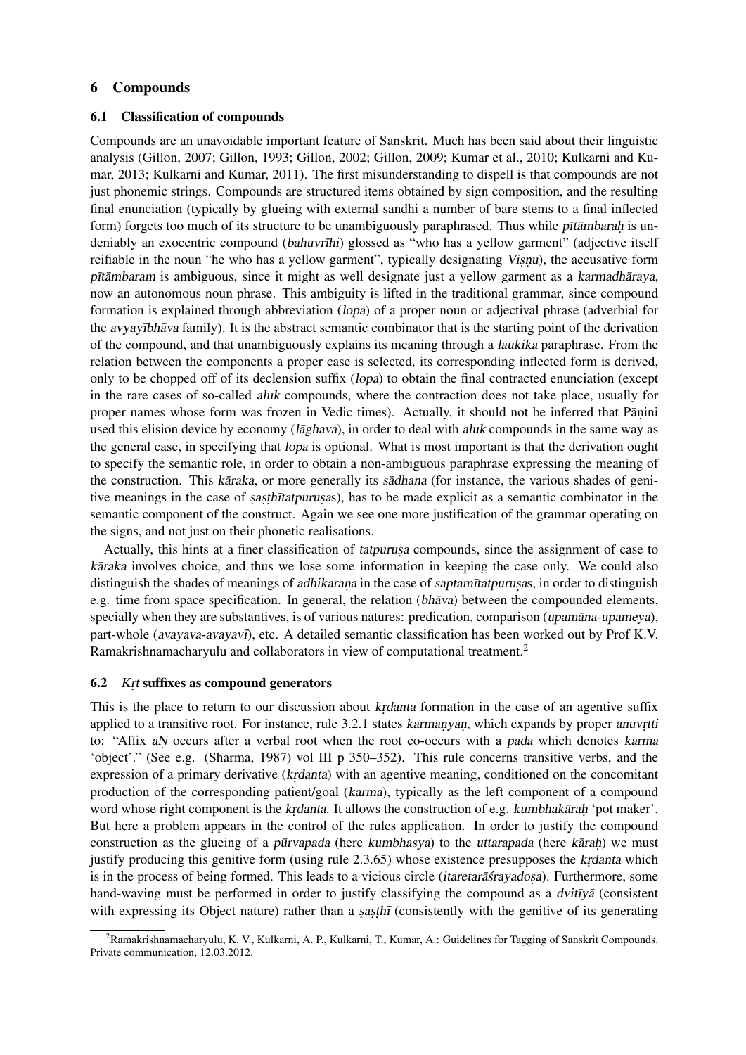## 6 Compounds

### 6.1 Classification of compounds

Compounds are an unavoidable important feature of Sanskrit. Much has been said about their linguistic analysis (Gillon, 2007; Gillon, 1993; Gillon, 2002; Gillon, 2009; Kumar et al., 2010; Kulkarni and Kumar, 2013; Kulkarni and Kumar, 2011). The first misunderstanding to dispell is that compounds are not just phonemic strings. Compounds are structured items obtained by sign composition, and the resulting final enunciation (typically by glueing with external sandhi a number of bare stems to a final inflected form) forgets too much of its structure to be unambiguously paraphrased. Thus while *pītāmbaraḥ* is undeniably an exocentric compound (*bahuvrīhi*) glossed as "who has a yellow garment" (adjective itself reifiable in the noun "he who has a yellow garment", typically designating *Viṣṇu*), the accusative form *pītāmbaram* is ambiguous, since it might as well designate just a yellow garment as a *karmadhāraya*, now an autonomous noun phrase. This ambiguity is lifted in the traditional grammar, since compound formation is explained through abbreviation (*lopa*) of a proper noun or adjectival phrase (adverbial for the *avyayībhāva* family). It is the abstract semantic combinator that is the starting point of the derivation of the compound, and that unambiguously explains its meaning through a *laukika* paraphrase. From the relation between the components a proper case is selected, its corresponding inflected form is derived, only to be chopped off of its declension suffix (*lopa*) to obtain the final contracted enunciation (except in the rare cases of so-called *aluk* compounds, where the contraction does not take place, usually for proper names whose form was frozen in Vedic times). Actually, it should not be inferred that Pāṇini used this elision device by economy (*lāghava*), in order to deal with *aluk* compounds in the same way as the general case, in specifying that *lopa* is optional. What is most important is that the derivation ought to specify the semantic role, in order to obtain a non-ambiguous paraphrase expressing the meaning of the construction. This *kāraka*, or more generally its *sādhana* (for instance, the various shades of genitive meanings in the case of *ṣaṣṭhītatpuruṣa*s), has to be made explicit as a semantic combinator in the semantic component of the construct. Again we see one more justification of the grammar operating on the signs, and not just on their phonetic realisations.

Actually, this hints at a finer classification of *tatpuruṣa* compounds, since the assignment of case to *kāraka* involves choice, and thus we lose some information in keeping the case only. We could also distinguish the shades of meanings of *adhikaraṇa* in the case of *saptamītatpuruṣa*s, in order to distinguish e.g. time from space specification. In general, the relation (*bhāva*) between the compounded elements, specially when they are substantives, is of various natures: predication, comparison (*upamāna-upameya*), part-whole (*avayava-avayavī*), etc. A detailed semantic classification has been worked out by Prof K.V. Ramakrishnamacharyulu and collaborators in view of computational treatment.[2]

### 6.2 *Kṛt* suffixes as compound generators

This is the place to return to our discussion about *kṛdanta* formation in the case of an agentive suffix applied to a transitive root. For instance, rule 3.2.1 states *karmaṇyaṇ*, which expands by proper *anuvṛtti* to: "Affix *aṆ* occurs after a verbal root when the root co-occurs with a *pada* which denotes *karma* 'object'." (See e.g. (Sharma, 1987) vol III p 350–352). This rule concerns transitive verbs, and the expression of a primary derivative (*kṛdanta*) with an agentive meaning, conditioned on the concomitant production of the corresponding patient/goal (*karma*), typically as the left component of a compound word whose right component is the *kṛdanta*. It allows the construction of e.g. *kumbhakāraḥ* 'pot maker'. But here a problem appears in the control of the rules application. In order to justify the compound construction as the glueing of a *pūrvapada* (here *kumbhasya*) to the *uttarapada* (here *kāraḥ*) we must justify producing this genitive form (using rule 2.3.65) whose existence presupposes the *kṛdanta* which is in the process of being formed. This leads to a vicious circle (*itaretarāśrayadoṣa*). Furthermore, some hand-waving must be performed in order to justify classifying the compound as a *dvitīyā* (consistent with expressing its Object nature) rather than a *ṣaṣṭhī* (consistently with the genitive of its generating

[2] Ramakrishnamacharyulu, K. V., Kulkarni, A. P., Kulkarni, T., Kumar, A.: Guidelines for Tagging of Sanskrit Compounds. Private communication, 12.03.2012.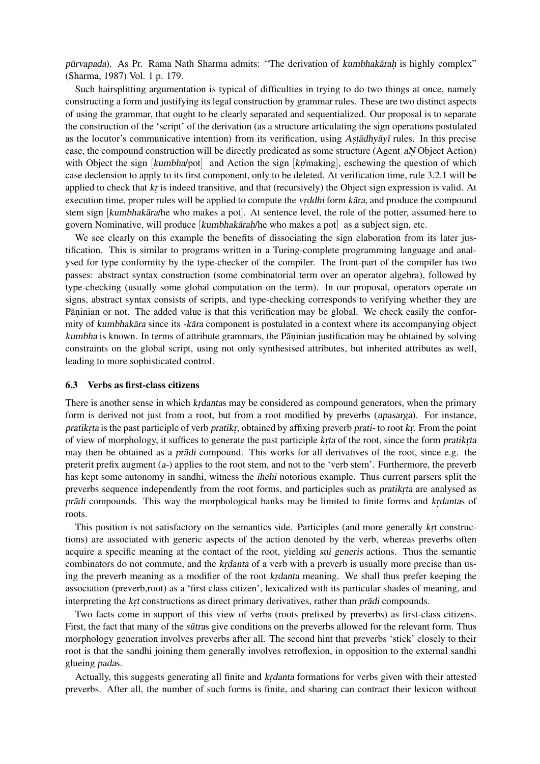*pūrvapada*). As Pr. Rama Nath Sharma admits: "The derivation of *kumbhakāraḥ* is highly complex" (Sharma, 1987) Vol. 1 p. 179.

Such hairsplitting argumentation is typical of difficulties in trying to do two things at once, namely constructing a form and justifying its legal construction by grammar rules. These are two distinct aspects of using the grammar, that ought to be clearly separated and sequentialized. Our proposal is to separate the construction of the 'script' of the derivation (as a structure articulating the sign operations postulated as the locutor's communicative intention) from its verification, using *Aṣṭādhyāyī* rules. In this precise case, the compound construction will be directly predicated as some structure (Agent_*aṆ* Object Action) with Object the sign [*kumbha*/pot] and Action the sign [*kṛ*/making], eschewing the question of which case declension to apply to its first component, only to be deleted. At verification time, rule 3.2.1 will be applied to check that *kṛ* is indeed transitive, and that (recursively) the Object sign expression is valid. At execution time, proper rules will be applied to compute the *vṛddhi* form *kāra*, and produce the compound stem sign [*kumbhakāra*/he who makes a pot]. At sentence level, the role of the potter, assumed here to govern Nominative, will produce [*kumbhakāraḥ*/he who makes a pot] as a subject sign, etc.

We see clearly on this example the benefits of dissociating the sign elaboration from its later justification. This is similar to programs written in a Turing-complete programming language and analysed for type conformity by the type-checker of the compiler. The front-part of the compiler has two passes: abstract syntax construction (some combinatorial term over an operator algebra), followed by type-checking (usually some global computation on the term). In our proposal, operators operate on signs, abstract syntax consists of scripts, and type-checking corresponds to verifying whether they are Pāṇinian or not. The added value is that this verification may be global. We check easily the conformity of *kumbhakāra* since its *-kāra* component is postulated in a context where its accompanying object *kumbha* is known. In terms of attribute grammars, the Pāṇinian justification may be obtained by solving constraints on the global script, using not only synthesised attributes, but inherited attributes as well, leading to more sophisticated control.

### 6.3 Verbs as first-class citizens

There is another sense in which *kṛdanta*s may be considered as compound generators, when the primary form is derived not just from a root, but from a root modified by preverbs (*upasarga*). For instance, *pratikṛta* is the past participle of verb *pratikṛ*, obtained by affixing preverb *prati-* to root *kṛ*. From the point of view of morphology, it suffices to generate the past participle *kṛta* of the root, since the form *pratikṛta* may then be obtained as a *prādi* compound. This works for all derivatives of the root, since e.g. the preterit prefix augment (*a-*) applies to the root stem, and not to the 'verb stem'. Furthermore, the preverb has kept some autonomy in sandhi, witness the *ihehi* notorious example. Thus current parsers split the preverbs sequence independently from the root forms, and participles such as *pratikṛta* are analysed as *prādi* compounds. This way the morphological banks may be limited to finite forms and *kṛdanta*s of roots.

This position is not satisfactory on the semantics side. Participles (and more generally *kṛt* constructions) are associated with generic aspects of the action denoted by the verb, whereas preverbs often acquire a specific meaning at the contact of the root, yielding *sui generis* actions. Thus the semantic combinators do not commute, and the *kṛdanta* of a verb with a preverb is usually more precise than using the preverb meaning as a modifier of the root *kṛdanta* meaning. We shall thus prefer keeping the association (preverb,root) as a 'first class citizen', lexicalized with its particular shades of meaning, and interpreting the *kṛt* constructions as direct primary derivatives, rather than *prādi* compounds.

Two facts come in support of this view of verbs (roots prefixed by preverbs) as first-class citizens. First, the fact that many of the *sūtra*s give conditions on the preverbs allowed for the relevant form. Thus morphology generation involves preverbs after all. The second hint that preverbs 'stick' closely to their root is that the sandhi joining them generally involves retroflexion, in opposition to the external sandhi glueing *pada*s.

Actually, this suggests generating all finite and *kṛdanta* formations for verbs given with their attested preverbs. After all, the number of such forms is finite, and sharing can contract their lexicon without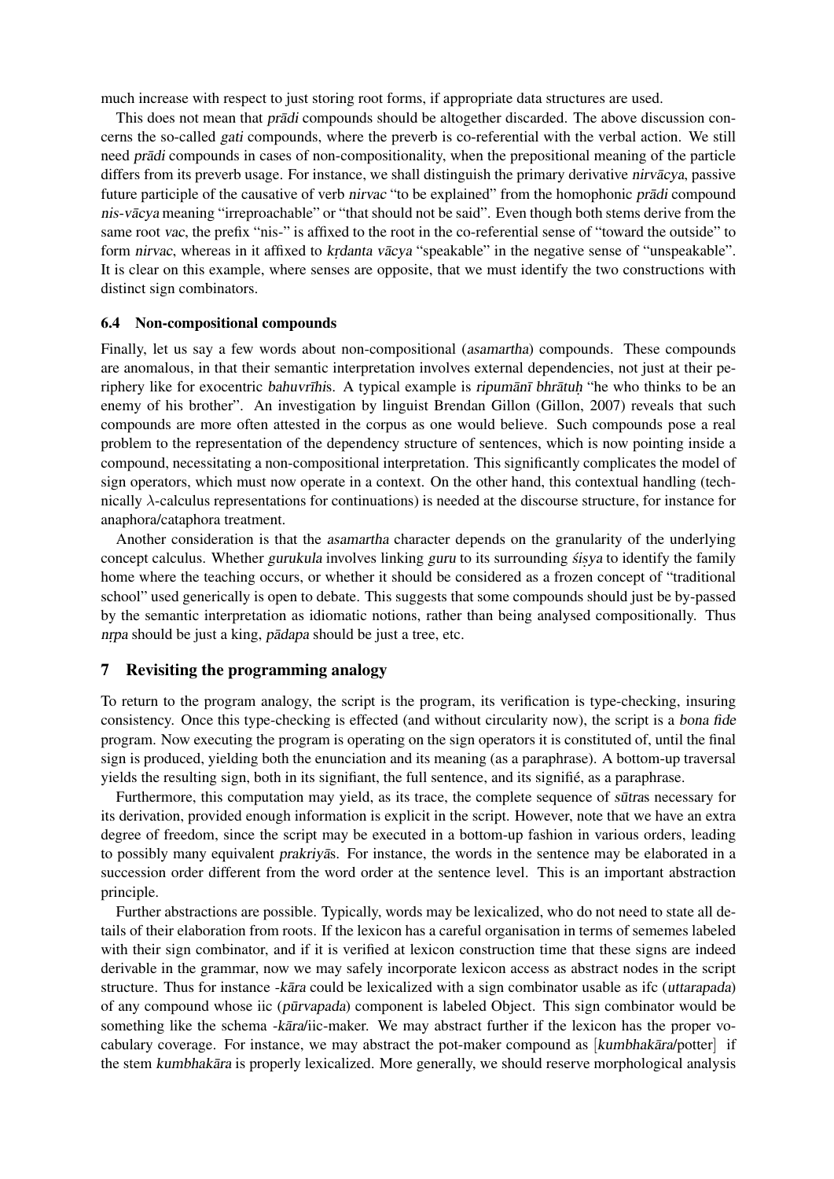much increase with respect to just storing root forms, if appropriate data structures are used.

This does not mean that *prādi* compounds should be altogether discarded. The above discussion concerns the so-called *gati* compounds, where the preverb is co-referential with the verbal action. We still need *prādi* compounds in cases of non-compositionality, when the prepositional meaning of the particle differs from its preverb usage. For instance, we shall distinguish the primary derivative *nirvācya*, passive future participle of the causative of verb *nirvac* "to be explained" from the homophonic *prādi* compound *nis-vācya* meaning "irreproachable" or "that should not be said". Even though both stems derive from the same root *vac*, the prefix "nis-" is affixed to the root in the co-referential sense of "toward the outside" to form *nirvac*, whereas in it affixed to *kṛdanta vācya* "speakable" in the negative sense of "unspeakable". It is clear on this example, where senses are opposite, that we must identify the two constructions with distinct sign combinators.

### 6.4 Non-compositional compounds

Finally, let us say a few words about non-compositional (*asamartha*) compounds. These compounds are anomalous, in that their semantic interpretation involves external dependencies, not just at their periphery like for exocentric *bahuvrīhi*s. A typical example is *ripumānī bhrātuḥ* "he who thinks to be an enemy of his brother". An investigation by linguist Brendan Gillon (Gillon, 2007) reveals that such compounds are more often attested in the corpus as one would believe. Such compounds pose a real problem to the representation of the dependency structure of sentences, which is now pointing inside a compound, necessitating a non-compositional interpretation. This significantly complicates the model of sign operators, which must now operate in a context. On the other hand, this contextual handling (technically $\lambda$-calculus representations for continuations) is needed at the discourse structure, for instance for anaphora/cataphora treatment.

Another consideration is that the *asamartha* character depends on the granularity of the underlying concept calculus. Whether *gurukula* involves linking *guru* to its surrounding *śiṣya* to identify the family home where the teaching occurs, or whether it should be considered as a frozen concept of "traditional school" used generically is open to debate. This suggests that some compounds should just be by-passed by the semantic interpretation as idiomatic notions, rather than being analysed compositionally. Thus *nṛpa* should be just a king, *pādapa* should be just a tree, etc.

## 7 Revisiting the programming analogy

To return to the program analogy, the script is the program, its verification is type-checking, insuring consistency. Once this type-checking is effected (and without circularity now), the script is a *bona fide* program. Now executing the program is operating on the sign operators it is constituted of, until the final sign is produced, yielding both the enunciation and its meaning (as a paraphrase). A bottom-up traversal yields the resulting sign, both in its signifiant, the full sentence, and its signifié, as a paraphrase.

Furthermore, this computation may yield, as its trace, the complete sequence of *sūtra*s necessary for its derivation, provided enough information is explicit in the script. However, note that we have an extra degree of freedom, since the script may be executed in a bottom-up fashion in various orders, leading to possibly many equivalent *prakriyā*s. For instance, the words in the sentence may be elaborated in a succession order different from the word order at the sentence level. This is an important abstraction principle.

Further abstractions are possible. Typically, words may be lexicalized, who do not need to state all details of their elaboration from roots. If the lexicon has a careful organisation in terms of sememes labeled with their sign combinator, and if it is verified at lexicon construction time that these signs are indeed derivable in the grammar, now we may safely incorporate lexicon access as abstract nodes in the script structure. Thus for instance *-kāra* could be lexicalized with a sign combinator usable as ifc (*uttarapada*) of any compound whose iic (*pūrvapada*) component is labeled Object. This sign combinator would be something like the schema *-kāra*/iic-maker. We may abstract further if the lexicon has the proper vocabulary coverage. For instance, we may abstract the pot-maker compound as [*kumbhakāra*/potter] if the stem *kumbhakāra* is properly lexicalized. More generally, we should reserve morphological analysis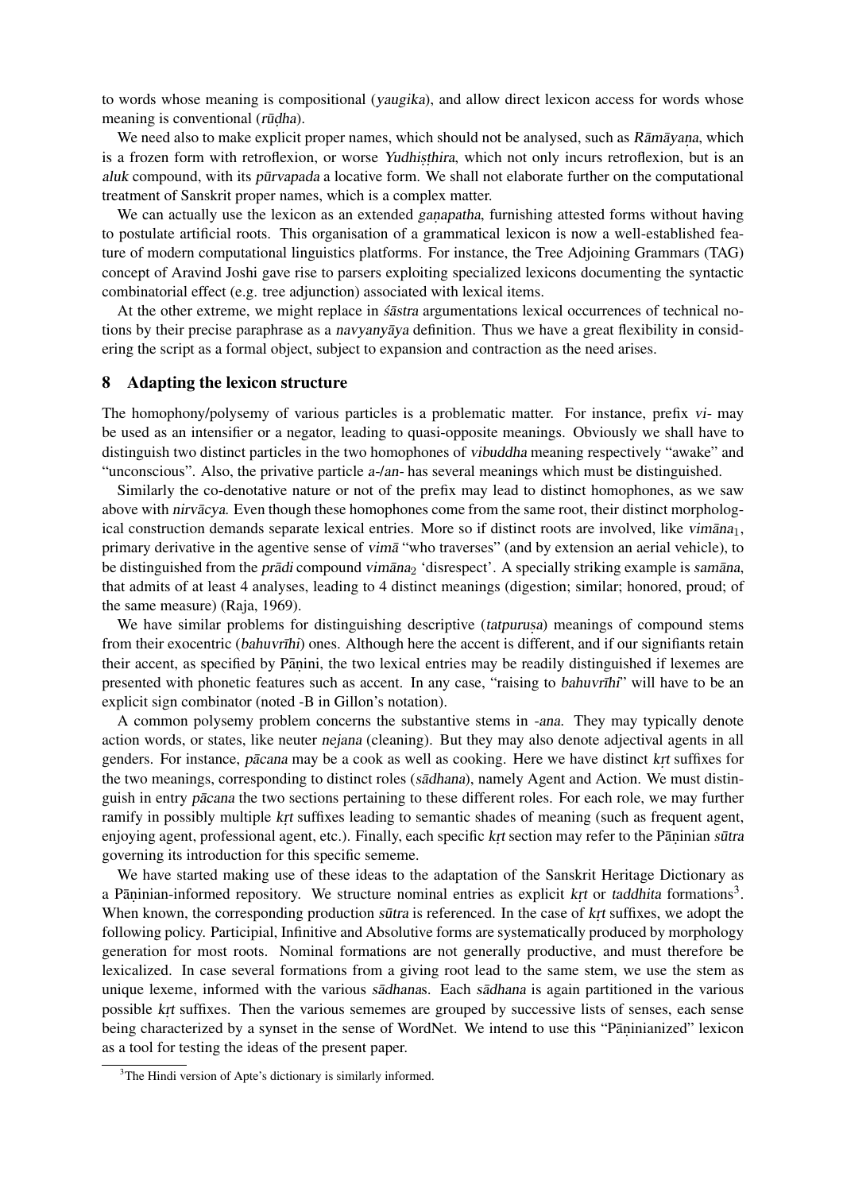to words whose meaning is compositional (*yaugika*), and allow direct lexicon access for words whose meaning is conventional (*rūḍha*).

We need also to make explicit proper names, which should not be analysed, such as *Rāmāyaṇa*, which is a frozen form with retroflexion, or worse *Yudhiṣṭhira*, which not only incurs retroflexion, but is an *aluk* compound, with its *pūrvapada* a locative form. We shall not elaborate further on the computational treatment of Sanskrit proper names, which is a complex matter.

We can actually use the lexicon as an extended *gaṇapatha*, furnishing attested forms without having to postulate artificial roots. This organisation of a grammatical lexicon is now a well-established feature of modern computational linguistics platforms. For instance, the Tree Adjoining Grammars (TAG) concept of Aravind Joshi gave rise to parsers exploiting specialized lexicons documenting the syntactic combinatorial effect (e.g. tree adjunction) associated with lexical items.

At the other extreme, we might replace in *śāstra* argumentations lexical occurrences of technical notions by their precise paraphrase as a *navyanyāya* definition. Thus we have a great flexibility in considering the script as a formal object, subject to expansion and contraction as the need arises.

## 8 Adapting the lexicon structure

The homophony/polysemy of various particles is a problematic matter. For instance, prefix *vi-* may be used as an intensifier or a negator, leading to quasi-opposite meanings. Obviously we shall have to distinguish two distinct particles in the two homophones of *vibuddha* meaning respectively "awake" and "unconscious". Also, the privative particle *a-/an-* has several meanings which must be distinguished.

Similarly the co-denotative nature or not of the prefix may lead to distinct homophones, as we saw above with *nirvācya*. Even though these homophones come from the same root, their distinct morphological construction demands separate lexical entries. More so if distinct roots are involved, like *vimāna*$_1$, primary derivative in the agentive sense of *vimā* "who traverses" (and by extension an aerial vehicle), to be distinguished from the *prādi* compound *vimāna*$_2$ 'disrespect'. A specially striking example is *samāna*, that admits of at least 4 analyses, leading to 4 distinct meanings (digestion; similar; honored, proud; of the same measure) (Raja, 1969).

We have similar problems for distinguishing descriptive (*tatpuruṣa*) meanings of compound stems from their exocentric (*bahuvrīhi*) ones. Although here the accent is different, and if our signifiants retain their accent, as specified by Pāṇini, the two lexical entries may be readily distinguished if lexemes are presented with phonetic features such as accent. In any case, "raising to *bahuvrīhi*" will have to be an explicit sign combinator (noted -B in Gillon's notation).

A common polysemy problem concerns the substantive stems in *-ana*. They may typically denote action words, or states, like neuter *nejana* (cleaning). But they may also denote adjectival agents in all genders. For instance, *pācana* may be a cook as well as cooking. Here we have distinct *kṛt* suffixes for the two meanings, corresponding to distinct roles (*sādhana*), namely Agent and Action. We must distinguish in entry *pācana* the two sections pertaining to these different roles. For each role, we may further ramify in possibly multiple *kṛt* suffixes leading to semantic shades of meaning (such as frequent agent, enjoying agent, professional agent, etc.). Finally, each specific *kṛt* section may refer to the Pāṇinian *sūtra* governing its introduction for this specific sememe.

We have started making use of these ideas to the adaptation of the Sanskrit Heritage Dictionary as a Pāṇinian-informed repository. We structure nominal entries as explicit *kṛt* or *taddhita* formations[3]. When known, the corresponding production *sūtra* is referenced. In the case of *kṛt* suffixes, we adopt the following policy. Participial, Infinitive and Absolutive forms are systematically produced by morphology generation for most roots. Nominal formations are not generally productive, and must therefore be lexicalized. In case several formations from a giving root lead to the same stem, we use the stem as unique lexeme, informed with the various *sādhana*s. Each *sādhana* is again partitioned in the various possible *kṛt* suffixes. Then the various sememes are grouped by successive lists of senses, each sense being characterized by a synset in the sense of WordNet. We intend to use this "Pāṇinianized" lexicon as a tool for testing the ideas of the present paper.

[3] The Hindi version of Apte's dictionary is similarly informed.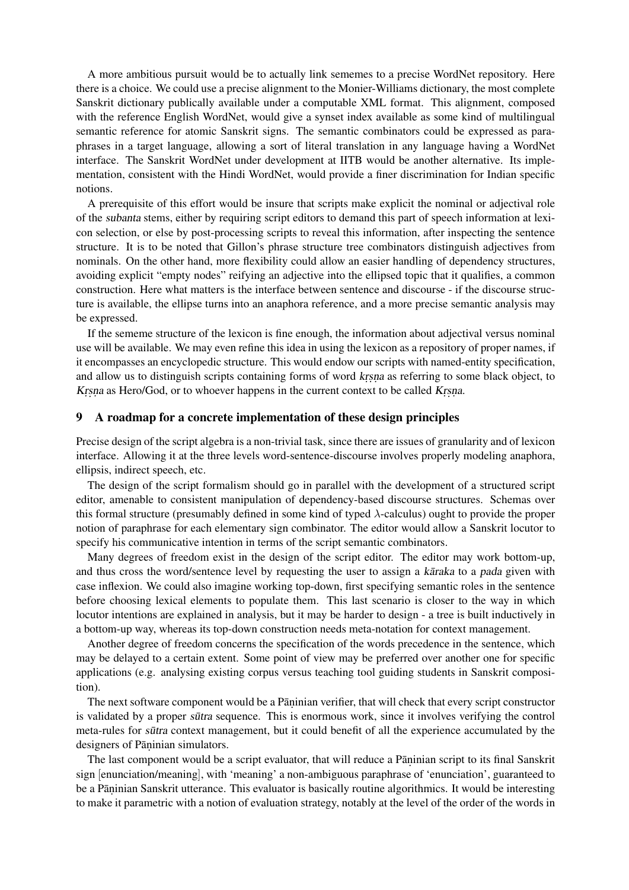A more ambitious pursuit would be to actually link sememes to a precise WordNet repository. Here there is a choice. We could use a precise alignment to the Monier-Williams dictionary, the most complete Sanskrit dictionary publically available under a computable XML format. This alignment, composed with the reference English WordNet, would give a synset index available as some kind of multilingual semantic reference for atomic Sanskrit signs. The semantic combinators could be expressed as paraphrases in a target language, allowing a sort of literal translation in any language having a WordNet interface. The Sanskrit WordNet under development at IITB would be another alternative. Its implementation, consistent with the Hindi WordNet, would provide a finer discrimination for Indian specific notions.

A prerequisite of this effort would be insure that scripts make explicit the nominal or adjectival role of the *subanta* stems, either by requiring script editors to demand this part of speech information at lexicon selection, or else by post-processing scripts to reveal this information, after inspecting the sentence structure. It is to be noted that Gillon's phrase structure tree combinators distinguish adjectives from nominals. On the other hand, more flexibility could allow an easier handling of dependency structures, avoiding explicit "empty nodes" reifying an adjective into the ellipsed topic that it qualifies, a common construction. Here what matters is the interface between sentence and discourse - if the discourse structure is available, the ellipse turns into an anaphora reference, and a more precise semantic analysis may be expressed.

If the sememe structure of the lexicon is fine enough, the information about adjectival versus nominal use will be available. We may even refine this idea in using the lexicon as a repository of proper names, if it encompasses an encyclopedic structure. This would endow our scripts with named-entity specification, and allow us to distinguish scripts containing forms of word *kṛṣṇa* as referring to some black object, to *Kṛṣṇa* as Hero/God, or to whoever happens in the current context to be called *Kṛṣṇa*.

## 9 A roadmap for a concrete implementation of these design principles

Precise design of the script algebra is a non-trivial task, since there are issues of granularity and of lexicon interface. Allowing it at the three levels word-sentence-discourse involves properly modeling anaphora, ellipsis, indirect speech, etc.

The design of the script formalism should go in parallel with the development of a structured script editor, amenable to consistent manipulation of dependency-based discourse structures. Schemas over this formal structure (presumably defined in some kind of typed $\lambda$-calculus) ought to provide the proper notion of paraphrase for each elementary sign combinator. The editor would allow a Sanskrit locutor to specify his communicative intention in terms of the script semantic combinators.

Many degrees of freedom exist in the design of the script editor. The editor may work bottom-up, and thus cross the word/sentence level by requesting the user to assign a *kāraka* to a *pada* given with case inflexion. We could also imagine working top-down, first specifying semantic roles in the sentence before choosing lexical elements to populate them. This last scenario is closer to the way in which locutor intentions are explained in analysis, but it may be harder to design - a tree is built inductively in a bottom-up way, whereas its top-down construction needs meta-notation for context management.

Another degree of freedom concerns the specification of the words precedence in the sentence, which may be delayed to a certain extent. Some point of view may be preferred over another one for specific applications (e.g. analysing existing corpus versus teaching tool guiding students in Sanskrit composition).

The next software component would be a Pāṇinian verifier, that will check that every script constructor is validated by a proper *sūtra* sequence. This is enormous work, since it involves verifying the control meta-rules for *sūtra* context management, but it could benefit of all the experience accumulated by the designers of Pāṇinian simulators.

The last component would be a script evaluator, that will reduce a Pāṇinian script to its final Sanskrit sign [enunciation/meaning], with 'meaning' a non-ambiguous paraphrase of 'enunciation', guaranteed to be a Pāṇinian Sanskrit utterance. This evaluator is basically routine algorithmics. It would be interesting to make it parametric with a notion of evaluation strategy, notably at the level of the order of the words in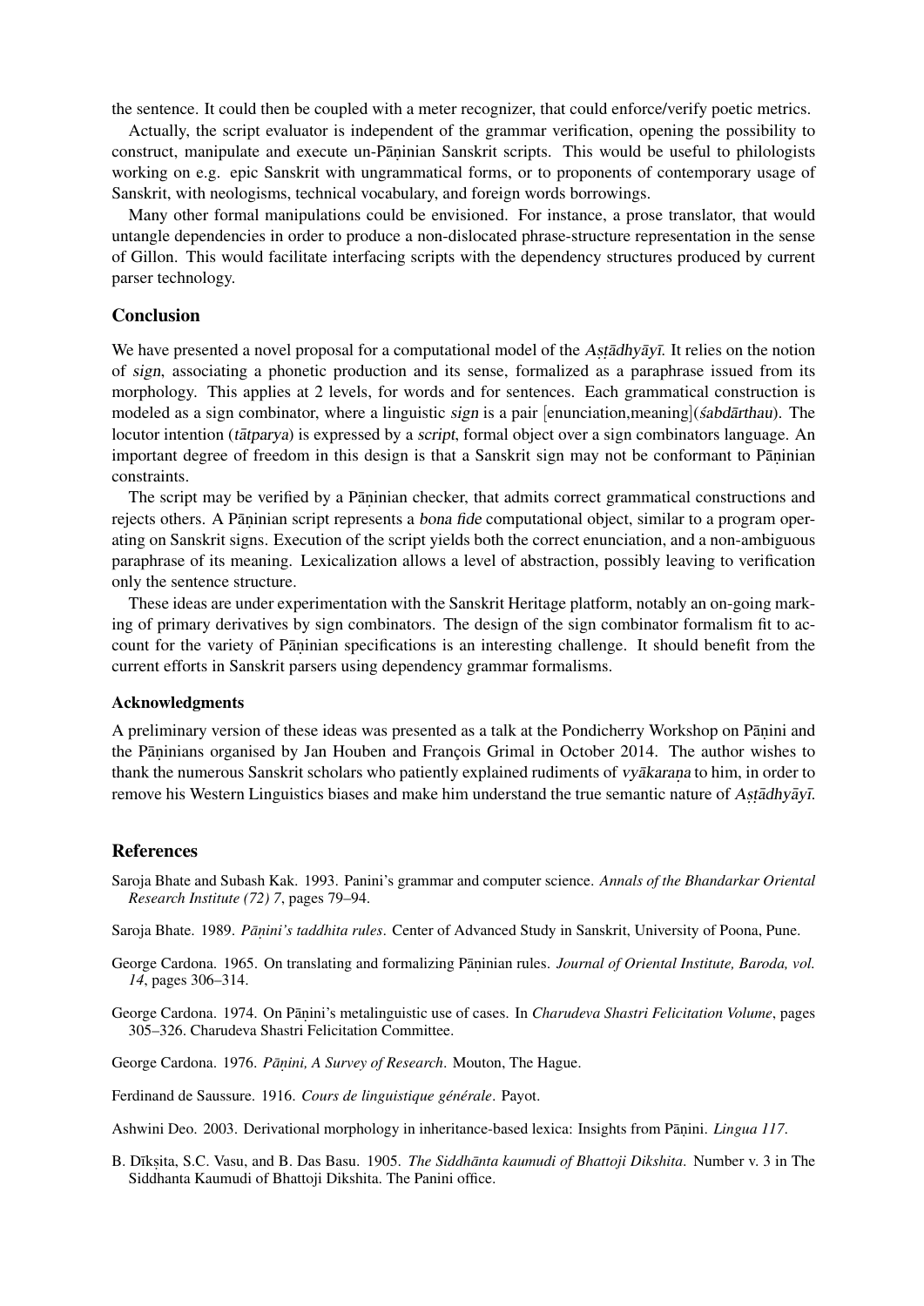the sentence. It could then be coupled with a meter recognizer, that could enforce/verify poetic metrics.

Actually, the script evaluator is independent of the grammar verification, opening the possibility to construct, manipulate and execute un-Pāṇinian Sanskrit scripts. This would be useful to philologists working on e.g. epic Sanskrit with ungrammatical forms, or to proponents of contemporary usage of Sanskrit, with neologisms, technical vocabulary, and foreign words borrowings.

Many other formal manipulations could be envisioned. For instance, a prose translator, that would untangle dependencies in order to produce a non-dislocated phrase-structure representation in the sense of Gillon. This would facilitate interfacing scripts with the dependency structures produced by current parser technology.

## Conclusion

We have presented a novel proposal for a computational model of the *Aṣṭādhyāyī*. It relies on the notion of *sign*, associating a phonetic production and its sense, formalized as a paraphrase issued from its morphology. This applies at 2 levels, for words and for sentences. Each grammatical construction is modeled as a sign combinator, where a linguistic *sign* is a pair [enunciation,meaning](*śabdārthau*). The locutor intention (*tātparya*) is expressed by a *script*, formal object over a sign combinators language. An important degree of freedom in this design is that a Sanskrit sign may not be conformant to Pāṇinian constraints.

The script may be verified by a Pāṇinian checker, that admits correct grammatical constructions and rejects others. A Pāṇinian script represents a *bona fide* computational object, similar to a program operating on Sanskrit signs. Execution of the script yields both the correct enunciation, and a non-ambiguous paraphrase of its meaning. Lexicalization allows a level of abstraction, possibly leaving to verification only the sentence structure.

These ideas are under experimentation with the Sanskrit Heritage platform, notably an on-going marking of primary derivatives by sign combinators. The design of the sign combinator formalism fit to account for the variety of Pāṇinian specifications is an interesting challenge. It should benefit from the current efforts in Sanskrit parsers using dependency grammar formalisms.

### Acknowledgments

A preliminary version of these ideas was presented as a talk at the Pondicherry Workshop on Pāṇini and the Pāṇinians organised by Jan Houben and François Grimal in October 2014. The author wishes to thank the numerous Sanskrit scholars who patiently explained rudiments of *vyākaraṇa* to him, in order to remove his Western Linguistics biases and make him understand the true semantic nature of *Aṣṭādhyāyī*.

## References

Saroja Bhate and Subash Kak. 1993. Panini's grammar and computer science. *Annals of the Bhandarkar Oriental Research Institute (72) 7*, pages 79–94.

Saroja Bhate. 1989. *Pāṇini's taddhita rules*. Center of Advanced Study in Sanskrit, University of Poona, Pune.

George Cardona. 1965. On translating and formalizing Pāṇinian rules. *Journal of Oriental Institute, Baroda, vol. 14*, pages 306–314.

George Cardona. 1974. On Pāṇini's metalinguistic use of cases. In *Charudeva Shastri Felicitation Volume*, pages 305–326. Charudeva Shastri Felicitation Committee.

George Cardona. 1976. *Pāṇini, A Survey of Research*. Mouton, The Hague.

Ferdinand de Saussure. 1916. *Cours de linguistique générale*. Payot.

Ashwini Deo. 2003. Derivational morphology in inheritance-based lexica: Insights from Pāṇini. *Lingua 117*.

B. Dīkṣita, S.C. Vasu, and B. Das Basu. 1905. *The Siddhānta kaumudi of Bhattoji Dikshita*. Number v. 3 in The Siddhanta Kaumudi of Bhattoji Dikshita. The Panini office.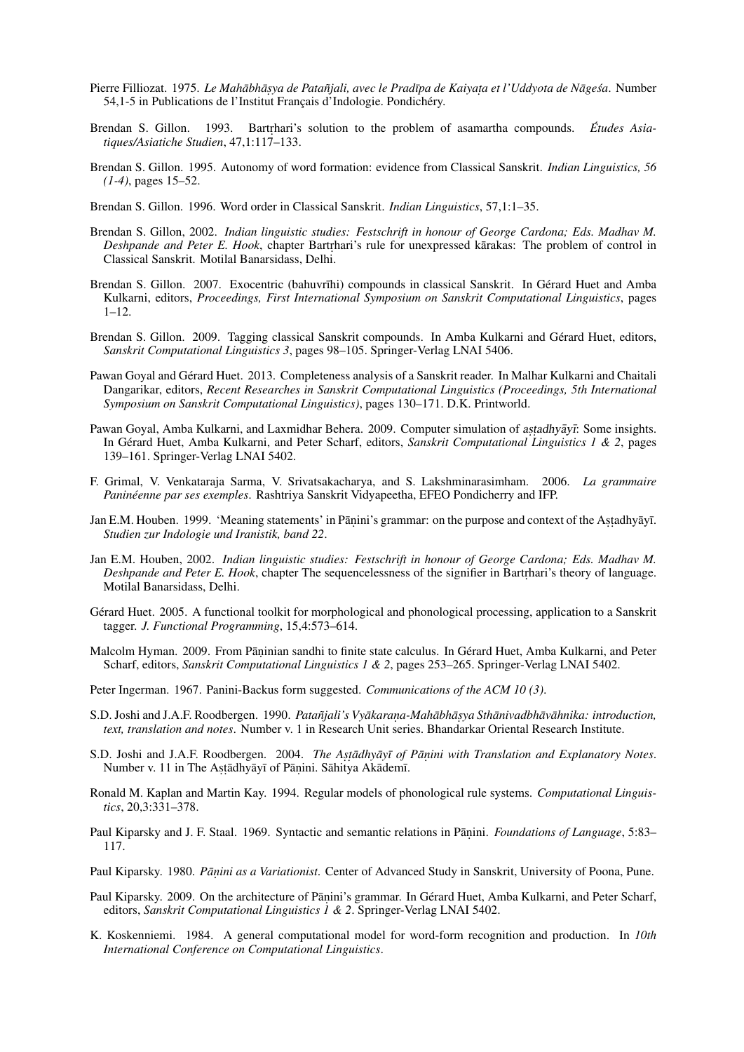Pierre Filliozat. 1975. *Le Mahābhāṣya de Patañjali, avec le Pradīpa de Kaiyaṭa et l'Uddyota de Nāgeśa*. Number 54,1-5 in Publications de l'Institut Français d'Indologie. Pondichéry.

Brendan S. Gillon. 1993. Bartṛhari's solution to the problem of asamartha compounds. *Études Asiatiques/Asiatiche Studien*, 47,1:117–133.

Brendan S. Gillon. 1995. Autonomy of word formation: evidence from Classical Sanskrit. *Indian Linguistics, 56 (1-4)*, pages 15–52.

Brendan S. Gillon. 1996. Word order in Classical Sanskrit. *Indian Linguistics*, 57,1:1–35.

Brendan S. Gillon, 2002. *Indian linguistic studies: Festschrift in honour of George Cardona; Eds. Madhav M. Deshpande and Peter E. Hook*, chapter Bartṛhari's rule for unexpressed kārakas: The problem of control in Classical Sanskrit. Motilal Banarsidass, Delhi.

Brendan S. Gillon. 2007. Exocentric (bahuvrīhi) compounds in classical Sanskrit. In Gérard Huet and Amba Kulkarni, editors, *Proceedings, First International Symposium on Sanskrit Computational Linguistics*, pages 1–12.

Brendan S. Gillon. 2009. Tagging classical Sanskrit compounds. In Amba Kulkarni and Gérard Huet, editors, *Sanskrit Computational Linguistics 3*, pages 98–105. Springer-Verlag LNAI 5406.

Pawan Goyal and Gérard Huet. 2013. Completeness analysis of a Sanskrit reader. In Malhar Kulkarni and Chaitali Dangarikar, editors, *Recent Researches in Sanskrit Computational Linguistics (Proceedings, 5th International Symposium on Sanskrit Computational Linguistics)*, pages 130–171. D.K. Printworld.

Pawan Goyal, Amba Kulkarni, and Laxmidhar Behera. 2009. Computer simulation of *aṣṭadhyāyī*: Some insights. In Gérard Huet, Amba Kulkarni, and Peter Scharf, editors, *Sanskrit Computational Linguistics 1 & 2*, pages 139–161. Springer-Verlag LNAI 5402.

F. Grimal, V. Venkataraja Sarma, V. Srivatsakacharya, and S. Lakshminarasimham. 2006. *La grammaire Paninéenne par ses exemples*. Rashtriya Sanskrit Vidyapeetha, EFEO Pondicherry and IFP.

Jan E.M. Houben. 1999. 'Meaning statements' in Pāṇini's grammar: on the purpose and context of the Aṣṭadhyāyī. *Studien zur Indologie und Iranistik, band 22*.

Jan E.M. Houben, 2002. *Indian linguistic studies: Festschrift in honour of George Cardona; Eds. Madhav M. Deshpande and Peter E. Hook*, chapter The sequencelessness of the signifier in Bartṛhari's theory of language. Motilal Banarsidass, Delhi.

Gérard Huet. 2005. A functional toolkit for morphological and phonological processing, application to a Sanskrit tagger. *J. Functional Programming*, 15,4:573–614.

Malcolm Hyman. 2009. From Pāṇinian sandhi to finite state calculus. In Gérard Huet, Amba Kulkarni, and Peter Scharf, editors, *Sanskrit Computational Linguistics 1 & 2*, pages 253–265. Springer-Verlag LNAI 5402.

Peter Ingerman. 1967. Panini-Backus form suggested. *Communications of the ACM 10 (3)*.

S.D. Joshi and J.A.F. Roodbergen. 1990. *Patañjali's Vyākaraṇa-Mahābhāṣya Sthānivadbhāvāhnika: introduction, text, translation and notes*. Number v. 1 in Research Unit series. Bhandarkar Oriental Research Institute.

S.D. Joshi and J.A.F. Roodbergen. 2004. *The Aṣṭādhyāyī of Pāṇini with Translation and Explanatory Notes*. Number v. 11 in The Aṣṭādhyāyī of Pāṇini. Sāhitya Akādemī.

Ronald M. Kaplan and Martin Kay. 1994. Regular models of phonological rule systems. *Computational Linguistics*, 20,3:331–378.

Paul Kiparsky and J. F. Staal. 1969. Syntactic and semantic relations in Pāṇini. *Foundations of Language*, 5:83–117.

Paul Kiparsky. 1980. *Pāṇini as a Variationist*. Center of Advanced Study in Sanskrit, University of Poona, Pune.

Paul Kiparsky. 2009. On the architecture of Pāṇini's grammar. In Gérard Huet, Amba Kulkarni, and Peter Scharf, editors, *Sanskrit Computational Linguistics 1 & 2*. Springer-Verlag LNAI 5402.

K. Koskenniemi. 1984. A general computational model for word-form recognition and production. In *10th International Conference on Computational Linguistics*.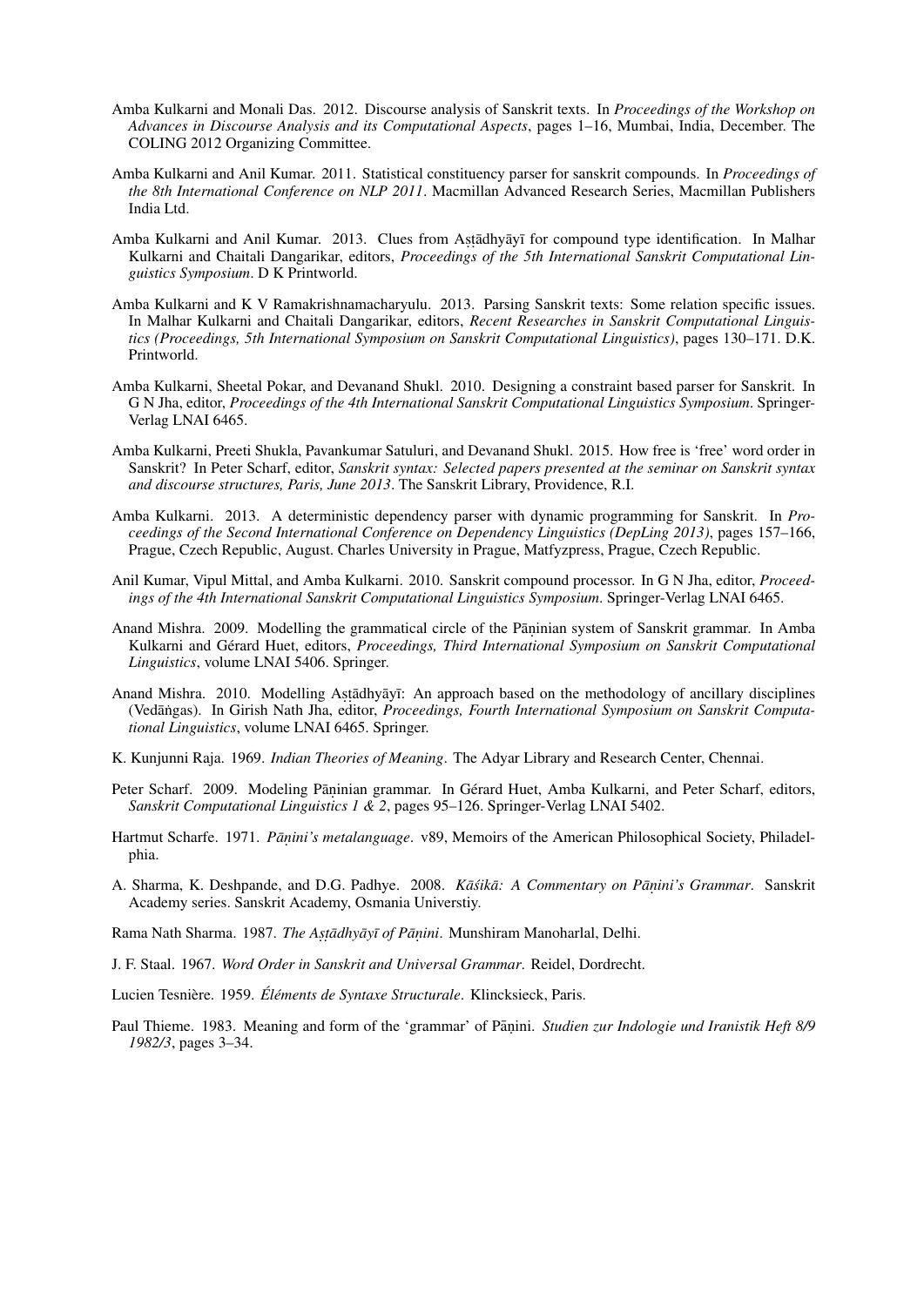Amba Kulkarni and Monali Das. 2012. Discourse analysis of Sanskrit texts. In *Proceedings of the Workshop on Advances in Discourse Analysis and its Computational Aspects*, pages 1–16, Mumbai, India, December. The COLING 2012 Organizing Committee.

Amba Kulkarni and Anil Kumar. 2011. Statistical constituency parser for sanskrit compounds. In *Proceedings of the 8th International Conference on NLP 2011*. Macmillan Advanced Research Series, Macmillan Publishers India Ltd.

Amba Kulkarni and Anil Kumar. 2013. Clues from Aṣṭādhyāyī for compound type identification. In Malhar Kulkarni and Chaitali Dangarikar, editors, *Proceedings of the 5th International Sanskrit Computational Linguistics Symposium*. D K Printworld.

Amba Kulkarni and K V Ramakrishnamacharyulu. 2013. Parsing Sanskrit texts: Some relation specific issues. In Malhar Kulkarni and Chaitali Dangarikar, editors, *Recent Researches in Sanskrit Computational Linguistics (Proceedings, 5th International Symposium on Sanskrit Computational Linguistics)*, pages 130–171. D.K. Printworld.

Amba Kulkarni, Sheetal Pokar, and Devanand Shukl. 2010. Designing a constraint based parser for Sanskrit. In G N Jha, editor, *Proceedings of the 4th International Sanskrit Computational Linguistics Symposium*. Springer-Verlag LNAI 6465.

Amba Kulkarni, Preeti Shukla, Pavankumar Satuluri, and Devanand Shukl. 2015. How free is 'free' word order in Sanskrit? In Peter Scharf, editor, *Sanskrit syntax: Selected papers presented at the seminar on Sanskrit syntax and discourse structures, Paris, June 2013*. The Sanskrit Library, Providence, R.I.

Amba Kulkarni. 2013. A deterministic dependency parser with dynamic programming for Sanskrit. In *Proceedings of the Second International Conference on Dependency Linguistics (DepLing 2013)*, pages 157–166, Prague, Czech Republic, August. Charles University in Prague, Matfyzpress, Prague, Czech Republic.

Anil Kumar, Vipul Mittal, and Amba Kulkarni. 2010. Sanskrit compound processor. In G N Jha, editor, *Proceedings of the 4th International Sanskrit Computational Linguistics Symposium*. Springer-Verlag LNAI 6465.

Anand Mishra. 2009. Modelling the grammatical circle of the Pāṇinian system of Sanskrit grammar. In Amba Kulkarni and Gérard Huet, editors, *Proceedings, Third International Symposium on Sanskrit Computational Linguistics*, volume LNAI 5406. Springer.

Anand Mishra. 2010. Modelling Aṣṭādhyāyī: An approach based on the methodology of ancillary disciplines (Vedāṅgas). In Girish Nath Jha, editor, *Proceedings, Fourth International Symposium on Sanskrit Computational Linguistics*, volume LNAI 6465. Springer.

K. Kunjunni Raja. 1969. *Indian Theories of Meaning*. The Adyar Library and Research Center, Chennai.

Peter Scharf. 2009. Modeling Pāṇinian grammar. In Gérard Huet, Amba Kulkarni, and Peter Scharf, editors, *Sanskrit Computational Linguistics 1 & 2*, pages 95–126. Springer-Verlag LNAI 5402.

Hartmut Scharfe. 1971. *Pāṇini's metalanguage*. v89, Memoirs of the American Philosophical Society, Philadelphia.

A. Sharma, K. Deshpande, and D.G. Padhye. 2008. *Kāśikā: A Commentary on Pāṇini's Grammar*. Sanskrit Academy series. Sanskrit Academy, Osmania Universtiy.

Rama Nath Sharma. 1987. *The Aṣṭādhyāyī of Pāṇini*. Munshiram Manoharlal, Delhi.

J. F. Staal. 1967. *Word Order in Sanskrit and Universal Grammar*. Reidel, Dordrecht.

Lucien Tesnière. 1959. *Éléments de Syntaxe Structurale*. Klincksieck, Paris.

Paul Thieme. 1983. Meaning and form of the 'grammar' of Pāṇini. *Studien zur Indologie und Iranistik Heft 8/9 1982/3*, pages 3–34.